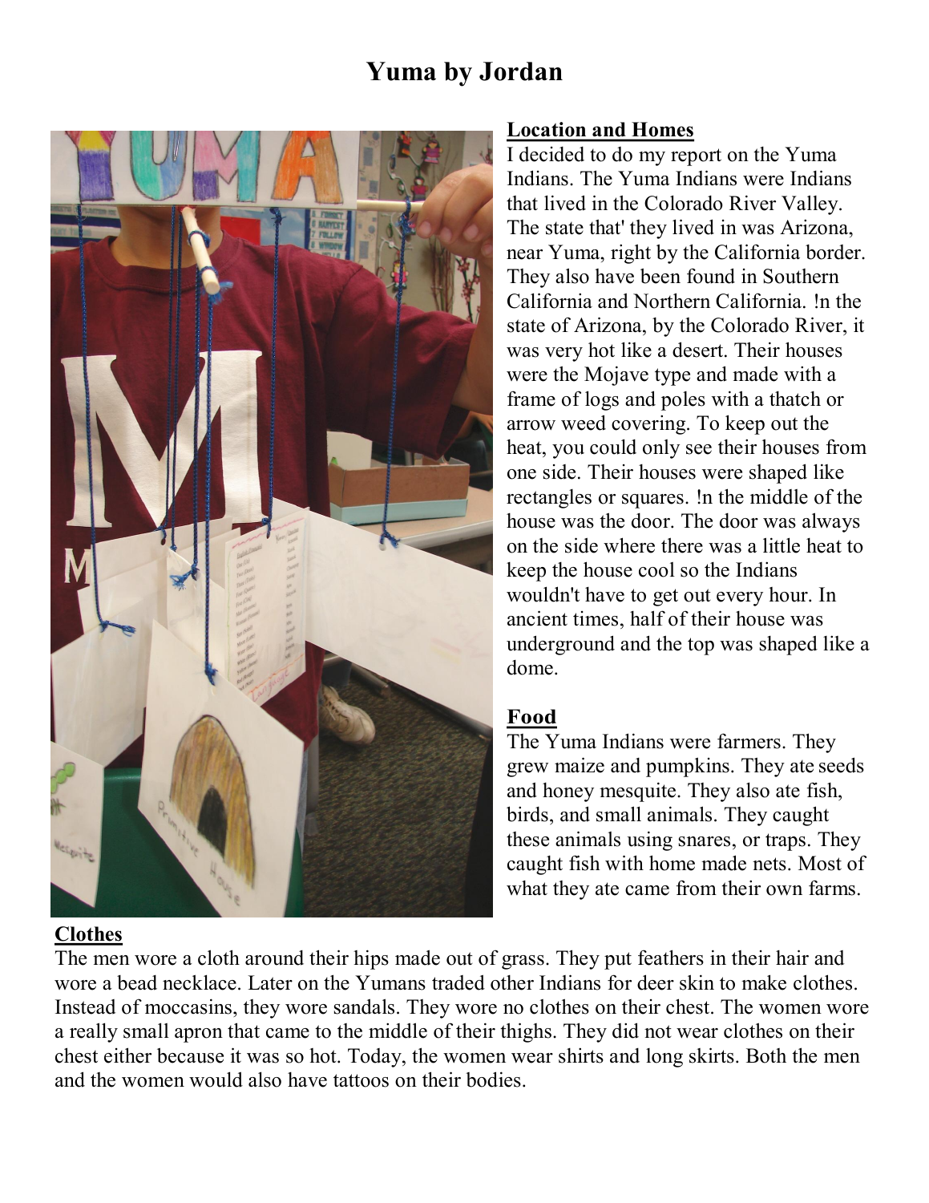# Yuma by Jordan

## Location and Homes

I decided to do my report on the Yuma Indians. The Yuma Indians were Indians that lived in the Colorado River Valley. The state that' they lived in was Arizona, near Yuma, right by the California border. They also have been found in Southern California and Northern California. !n the state of Arizona, by the Colorado River, it was very hot like a desert. Their houses were the Mojave type and made with a frame of logs and poles with a thatch or arrow weed covering. To keep out the heat, you could only see their houses from one side. Their houses were shaped like rectangles or squares. !n the middle of the house was the door. The door was always on the side where there was a little heat to keep the house cool so the Indians wouldn't have to get out every hour. In ancient times, half of their house was underground and the top was shaped like a dome.

## Food

The Yuma Indians were farmers. They grew maize and pumpkins. They ate seeds and honey mesquite. They also ate fish, birds, and small animals. They caught these animals using snares, or traps. They caught fish with home made nets. Most of what they ate came from their own farms.

## Clothes

The men wore a cloth around their hips made out of grass. They put feathers in their hair and wore a bead necklace. Later on the Yumans traded other Indians for deer skin to make clothes. Instead of moccasins, they wore sandals. They wore no clothes on their chest. The women wore a really small apron that came to the middle of their thighs. They did not wear clothes on their chest either because it was so hot. Today, the women wear shirts and long skirts. Both the men and the women would also have tattoos on their bodies.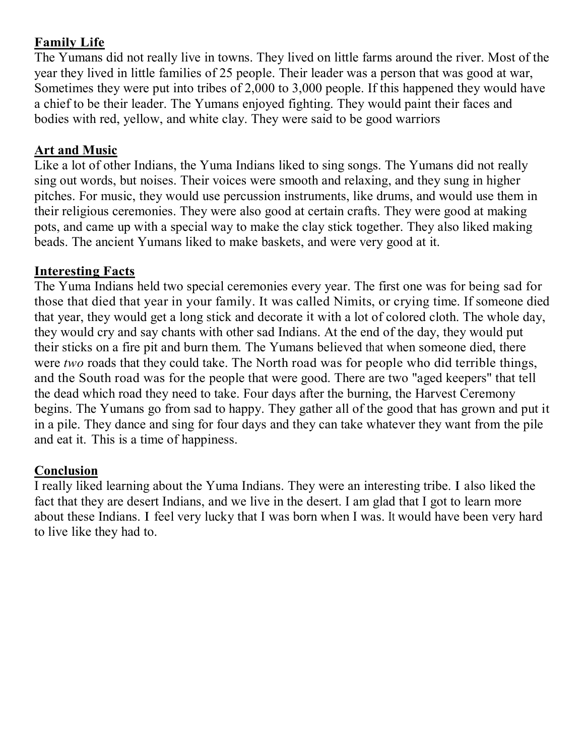## Family Life

The Yumans did not really live in towns. They lived on little farms around the river. Most of the year they lived in little families of 25 people. Their leader was a person that was good at war, Sometimes they were put into tribes of 2,000 to 3,000 people. If this happened they would have a chief to be their leader. The Yumans enjoyed fighting. They would paint their faces and bodies with red, yellow, and white clay. They were said to be good warriors

## Art and Music

Like a lot of other Indians, the Yuma Indians liked to sing songs. The Yumans did not really sing out words, but noises. Their voices were smooth and relaxing, and they sung in higher pitches. For music, they would use percussion instruments, like drums, and would use them in their religious ceremonies. They were also good at certain crafts. They were good at making pots, and came up with a special way to make the clay stick together. They also liked making beads. The ancient Yumans liked to make baskets, and were very good at it.

## Interesting Facts

The Yuma Indians held two special ceremonies every year. The first one was for being sad for those that died that year in your family. It was called Nimits, or crying time. If someone died that year, they would get a long stick and decorate it with a lot of colored cloth. The whole day, they would cry and say chants with other sad Indians. At the end of the day, they would put their sticks on a fire pit and burn them. The Yumans believed that when someone died, there were *two* roads that they could take. The North road was for people who did terrible things, and the South road was for the people that were good. There are two "aged keepers" that tell the dead which road they need to take. Four days after the burning, the Harvest Ceremony begins. The Yumans go from sad to happy. They gather all of the good that has grown and put it in a pile. They dance and sing for four days and they can take whatever they want from the pile and eat it. This is a time of happiness.

## Conclusion

I really liked learning about the Yuma Indians. They were an interesting tribe. I also liked the fact that they are desert Indians, and we live in the desert. I am glad that I got to learn more about these Indians. I feel very lucky that I was born when I was. It would have been very hard to live like they had to.